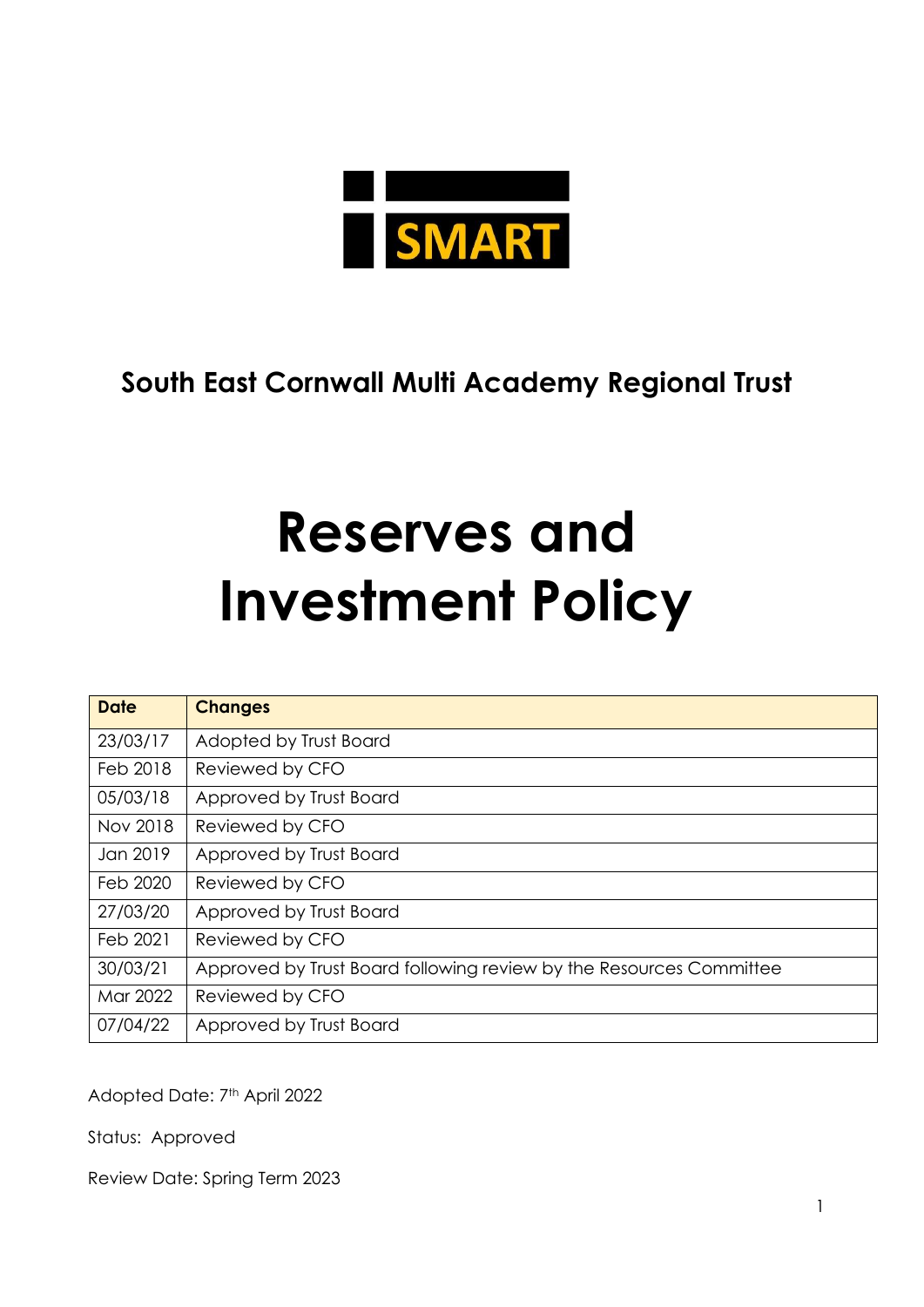SMART

**South East Cornwall Multi Academy Regional Trust**

# Reserves and Investment Policy

| Date | Changes |
|---|---|
| 23/03/17 | Adopted by Trust Board |
| Feb 2018 | Reviewed by CFO |
| 05/03/18 | Approved by Trust Board |
| Nov 2018 | Reviewed by CFO |
| Jan 2019 | Approved by Trust Board |
| Feb 2020 | Reviewed by CFO |
| 27/03/20 | Approved by Trust Board |
| Feb 2021 | Reviewed by CFO |
| 30/03/21 | Approved by Trust Board following review by the Resources Committee |
| Mar 2022 | Reviewed by CFO |
| 07/04/22 | Approved by Trust Board |

Adopted Date: 7th April 2022

Status: Approved

Review Date: Spring Term 2023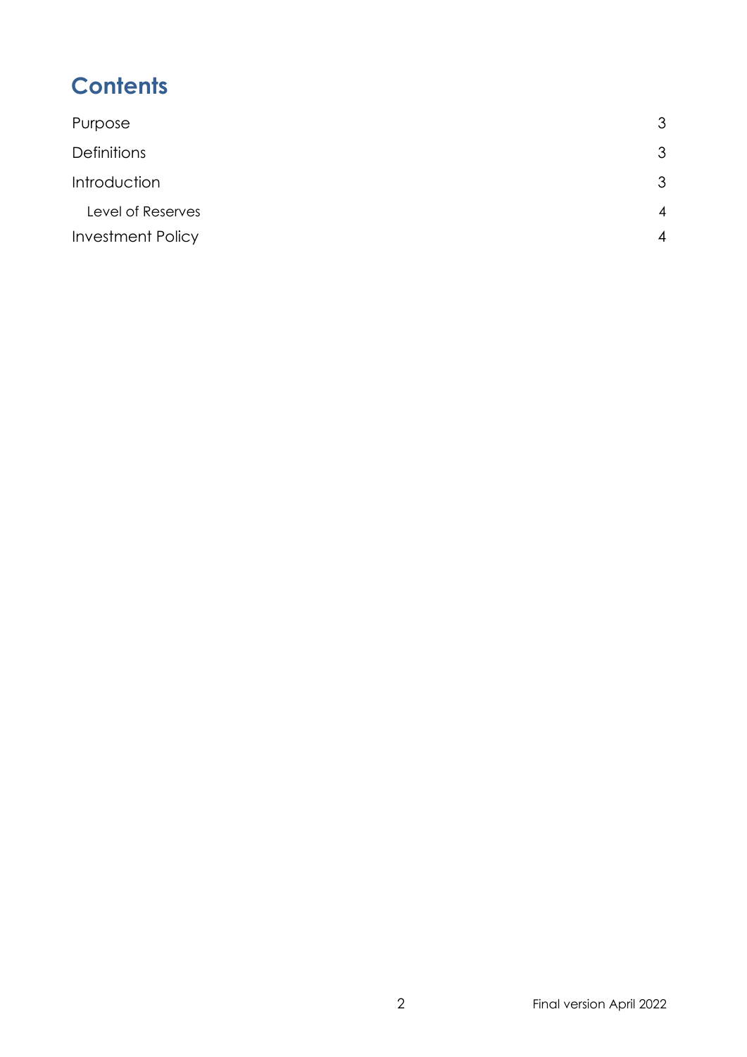# Contents

| | |
|---|---|
| Purpose | 3 |
| Definitions | 3 |
| Introduction | 3 |
| Level of Reserves | 4 |
| Investment Policy | 4 |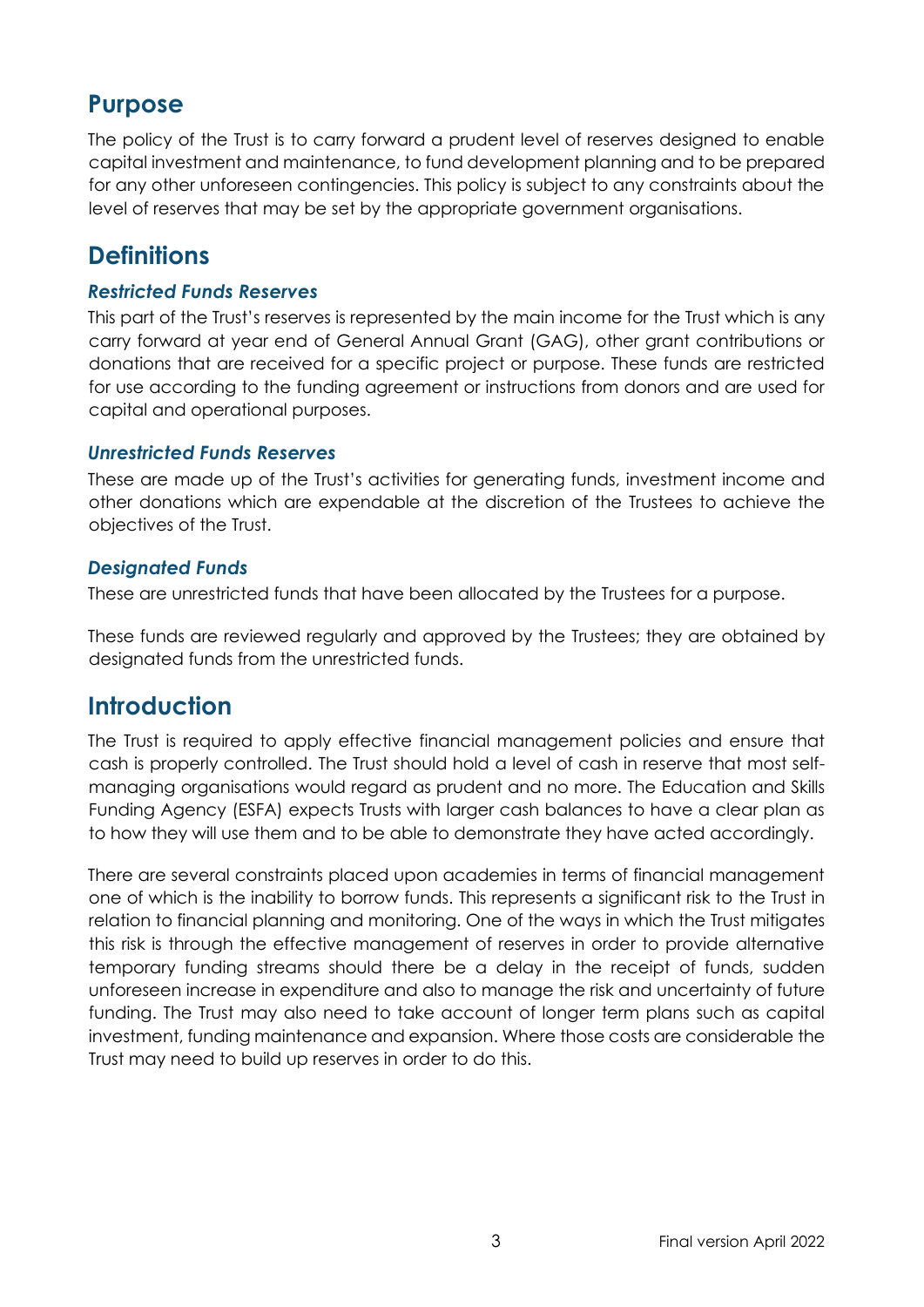## Purpose

The policy of the Trust is to carry forward a prudent level of reserves designed to enable capital investment and maintenance, to fund development planning and to be prepared for any other unforeseen contingencies. This policy is subject to any constraints about the level of reserves that may be set by the appropriate government organisations.

## Definitions

### *Restricted Funds Reserves*

This part of the Trust's reserves is represented by the main income for the Trust which is any carry forward at year end of General Annual Grant (GAG), other grant contributions or donations that are received for a specific project or purpose. These funds are restricted for use according to the funding agreement or instructions from donors and are used for capital and operational purposes.

### *Unrestricted Funds Reserves*

These are made up of the Trust's activities for generating funds, investment income and other donations which are expendable at the discretion of the Trustees to achieve the objectives of the Trust.

### *Designated Funds*

These are unrestricted funds that have been allocated by the Trustees for a purpose.

These funds are reviewed regularly and approved by the Trustees; they are obtained by designated funds from the unrestricted funds.

## Introduction

The Trust is required to apply effective financial management policies and ensure that cash is properly controlled. The Trust should hold a level of cash in reserve that most self-managing organisations would regard as prudent and no more. The Education and Skills Funding Agency (ESFA) expects Trusts with larger cash balances to have a clear plan as to how they will use them and to be able to demonstrate they have acted accordingly.

There are several constraints placed upon academies in terms of financial management one of which is the inability to borrow funds. This represents a significant risk to the Trust in relation to financial planning and monitoring. One of the ways in which the Trust mitigates this risk is through the effective management of reserves in order to provide alternative temporary funding streams should there be a delay in the receipt of funds, sudden unforeseen increase in expenditure and also to manage the risk and uncertainty of future funding. The Trust may also need to take account of longer term plans such as capital investment, funding maintenance and expansion. Where those costs are considerable the Trust may need to build up reserves in order to do this.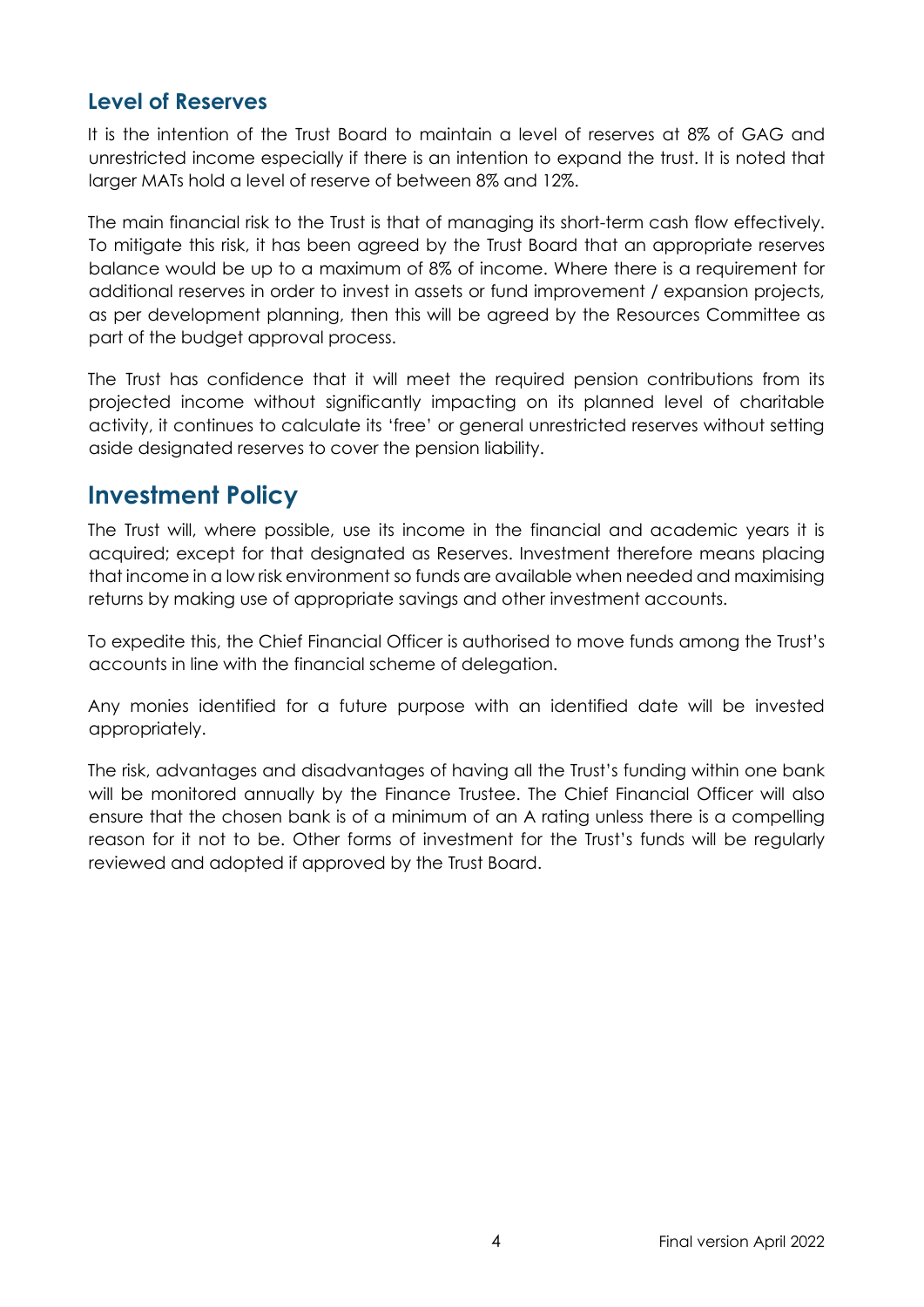### Level of Reserves

It is the intention of the Trust Board to maintain a level of reserves at 8% of GAG and unrestricted income especially if there is an intention to expand the trust. It is noted that larger MATs hold a level of reserve of between 8% and 12%.

The main financial risk to the Trust is that of managing its short-term cash flow effectively. To mitigate this risk, it has been agreed by the Trust Board that an appropriate reserves balance would be up to a maximum of 8% of income. Where there is a requirement for additional reserves in order to invest in assets or fund improvement / expansion projects, as per development planning, then this will be agreed by the Resources Committee as part of the budget approval process.

The Trust has confidence that it will meet the required pension contributions from its projected income without significantly impacting on its planned level of charitable activity, it continues to calculate its 'free' or general unrestricted reserves without setting aside designated reserves to cover the pension liability.

## Investment Policy

The Trust will, where possible, use its income in the financial and academic years it is acquired; except for that designated as Reserves. Investment therefore means placing that income in a low risk environment so funds are available when needed and maximising returns by making use of appropriate savings and other investment accounts.

To expedite this, the Chief Financial Officer is authorised to move funds among the Trust's accounts in line with the financial scheme of delegation.

Any monies identified for a future purpose with an identified date will be invested appropriately.

The risk, advantages and disadvantages of having all the Trust's funding within one bank will be monitored annually by the Finance Trustee. The Chief Financial Officer will also ensure that the chosen bank is of a minimum of an A rating unless there is a compelling reason for it not to be. Other forms of investment for the Trust's funds will be regularly reviewed and adopted if approved by the Trust Board.